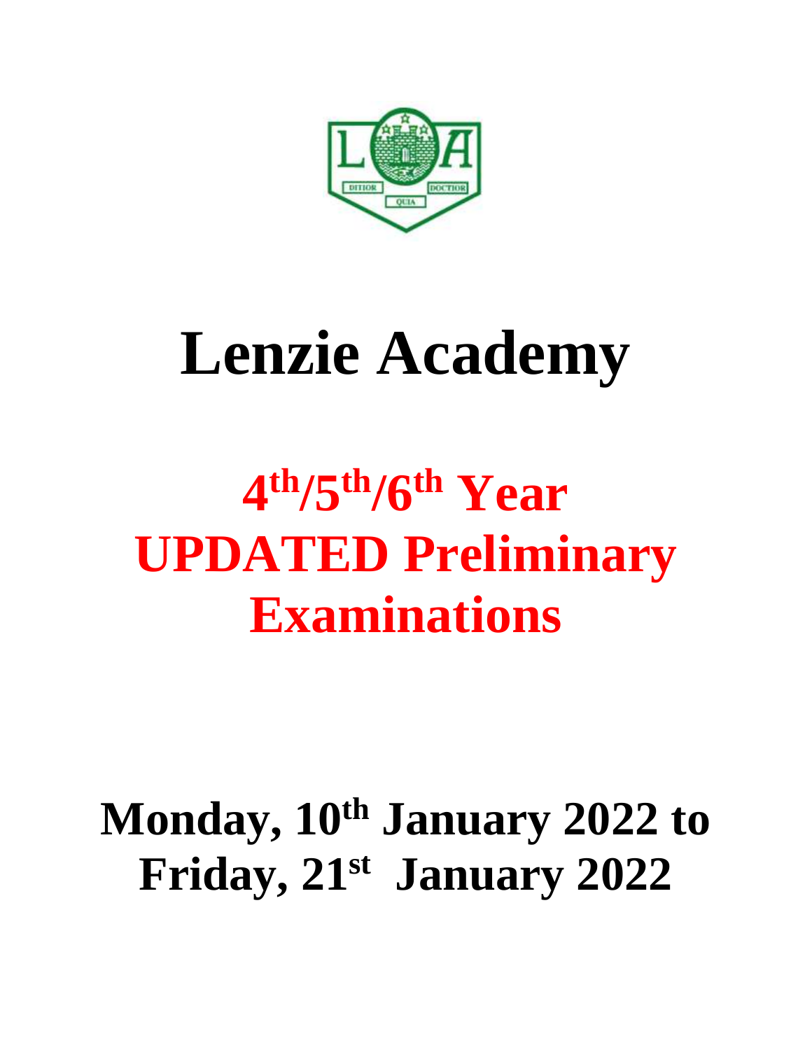# Lenzie Academy

## 4th/5th/6th Year UPDATED Preliminary Examinations

## Monday, 10th January 2022 to Friday, 21st January 2022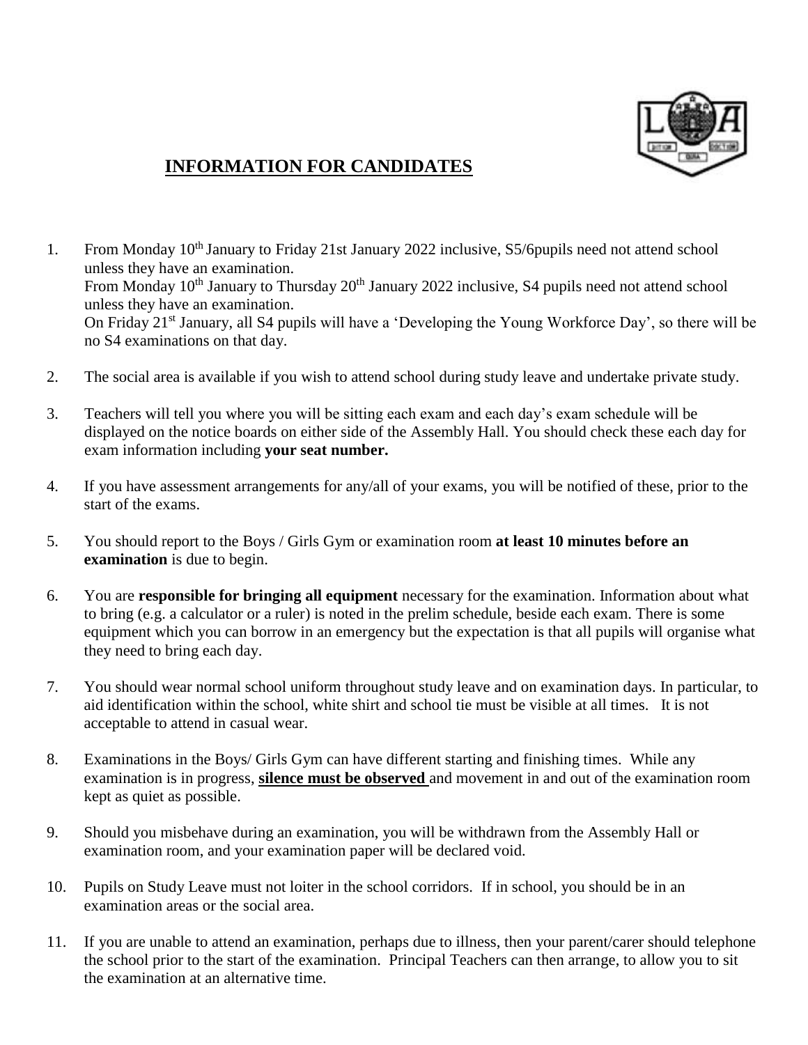## INFORMATION FOR CANDIDATES

1. From Monday 10th January to Friday 21st January 2022 inclusive, S5/6pupils need not attend school unless they have an examination.
   From Monday 10th January to Thursday 20th January 2022 inclusive, S4 pupils need not attend school unless they have an examination.
   On Friday 21st January, all S4 pupils will have a 'Developing the Young Workforce Day', so there will be no S4 examinations on that day.

2. The social area is available if you wish to attend school during study leave and undertake private study.

3. Teachers will tell you where you will be sitting each exam and each day's exam schedule will be displayed on the notice boards on either side of the Assembly Hall. You should check these each day for exam information including **your seat number.**

4. If you have assessment arrangements for any/all of your exams, you will be notified of these, prior to the start of the exams.

5. You should report to the Boys / Girls Gym or examination room **at least 10 minutes before an examination** is due to begin.

6. You are **responsible for bringing all equipment** necessary for the examination. Information about what to bring (e.g. a calculator or a ruler) is noted in the prelim schedule, beside each exam. There is some equipment which you can borrow in an emergency but the expectation is that all pupils will organise what they need to bring each day.

7. You should wear normal school uniform throughout study leave and on examination days. In particular, to aid identification within the school, white shirt and school tie must be visible at all times. It is not acceptable to attend in casual wear.

8. Examinations in the Boys/ Girls Gym can have different starting and finishing times. While any examination is in progress, **silence must be observed** and movement in and out of the examination room kept as quiet as possible.

9. Should you misbehave during an examination, you will be withdrawn from the Assembly Hall or examination room, and your examination paper will be declared void.

10. Pupils on Study Leave must not loiter in the school corridors. If in school, you should be in an examination areas or the social area.

11. If you are unable to attend an examination, perhaps due to illness, then your parent/carer should telephone the school prior to the start of the examination. Principal Teachers can then arrange, to allow you to sit the examination at an alternative time.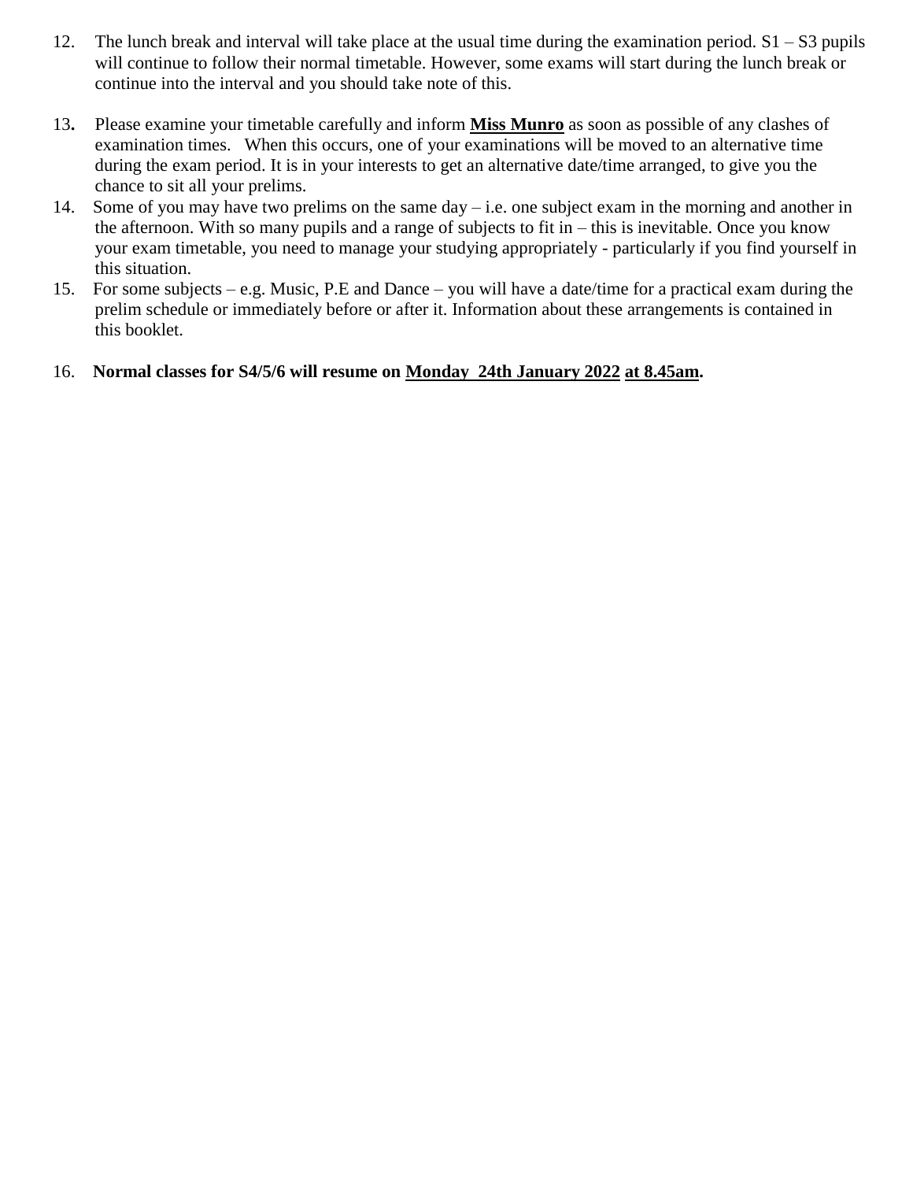12. The lunch break and interval will take place at the usual time during the examination period. S1 – S3 pupils will continue to follow their normal timetable. However, some exams will start during the lunch break or continue into the interval and you should take note of this.

13. Please examine your timetable carefully and inform **Miss Munro** as soon as possible of any clashes of examination times. When this occurs, one of your examinations will be moved to an alternative time during the exam period. It is in your interests to get an alternative date/time arranged, to give you the chance to sit all your prelims.

14. Some of you may have two prelims on the same day – i.e. one subject exam in the morning and another in the afternoon. With so many pupils and a range of subjects to fit in – this is inevitable. Once you know your exam timetable, you need to manage your studying appropriately - particularly if you find yourself in this situation.

15. For some subjects – e.g. Music, P.E and Dance – you will have a date/time for a practical exam during the prelim schedule or immediately before or after it. Information about these arrangements is contained in this booklet.

16. **Normal classes for S4/5/6 will resume on Monday 24th January 2022 at 8.45am.**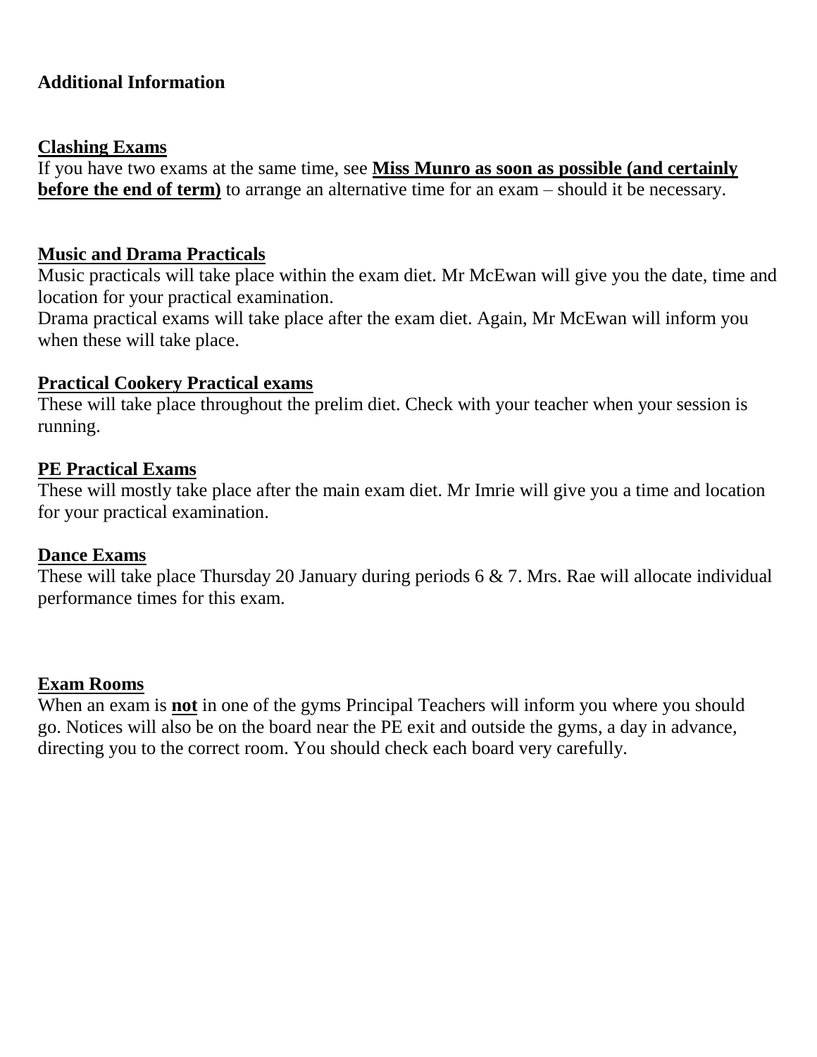**Additional Information**

**Clashing Exams**

If you have two exams at the same time, see **Miss Munro as soon as possible (and certainly before the end of term)** to arrange an alternative time for an exam – should it be necessary.

**Music and Drama Practicals**

Music practicals will take place within the exam diet. Mr McEwan will give you the date, time and location for your practical examination.

Drama practical exams will take place after the exam diet. Again, Mr McEwan will inform you when these will take place.

**Practical Cookery Practical exams**

These will take place throughout the prelim diet. Check with your teacher when your session is running.

**PE Practical Exams**

These will mostly take place after the main exam diet. Mr Imrie will give you a time and location for your practical examination.

**Dance Exams**

These will take place Thursday 20 January during periods 6 & 7. Mrs. Rae will allocate individual performance times for this exam.

**Exam Rooms**

When an exam is **not** in one of the gyms Principal Teachers will inform you where you should go. Notices will also be on the board near the PE exit and outside the gyms, a day in advance, directing you to the correct room. You should check each board very carefully.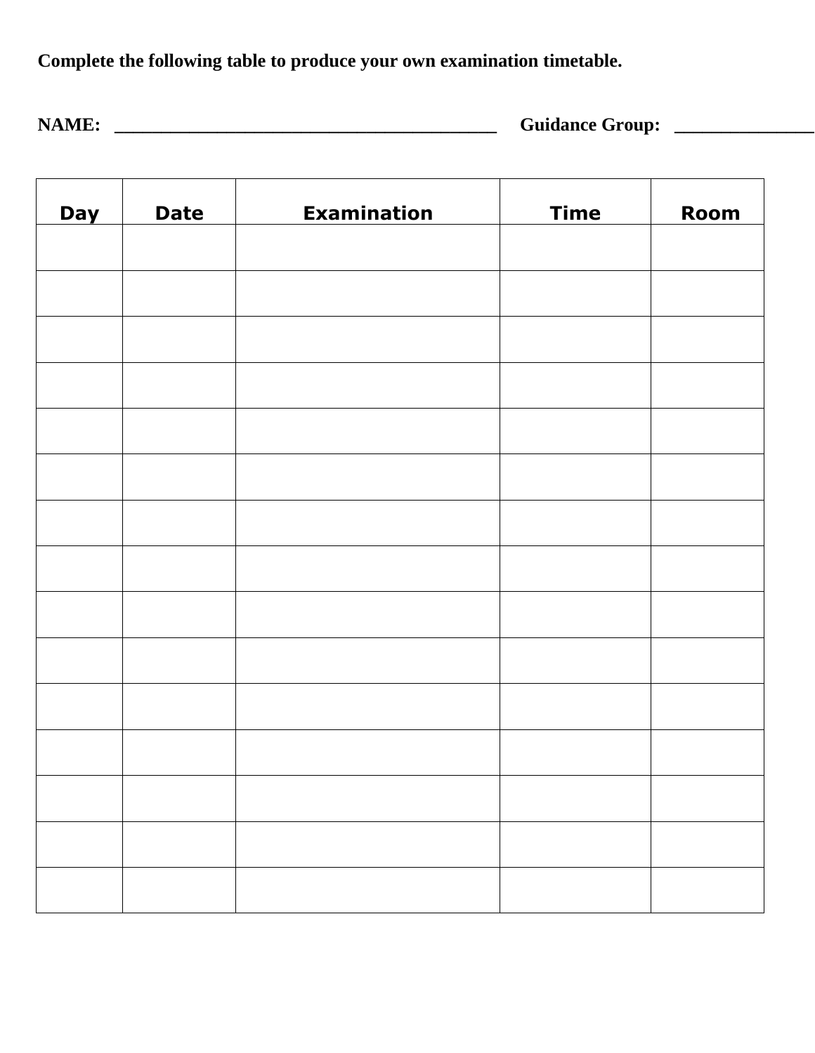**Complete the following table to produce your own examination timetable.**

**NAME:** ___________________________________________ **Guidance Group:** _______________

| Day | Date | Examination | Time | Room |
|---|---|---|---|---|
| | | | | |
| | | | | |
| | | | | |
| | | | | |
| | | | | |
| | | | | |
| | | | | |
| | | | | |
| | | | | |
| | | | | |
| | | | | |
| | | | | |
| | | | | |
| | | | | |
| | | | | |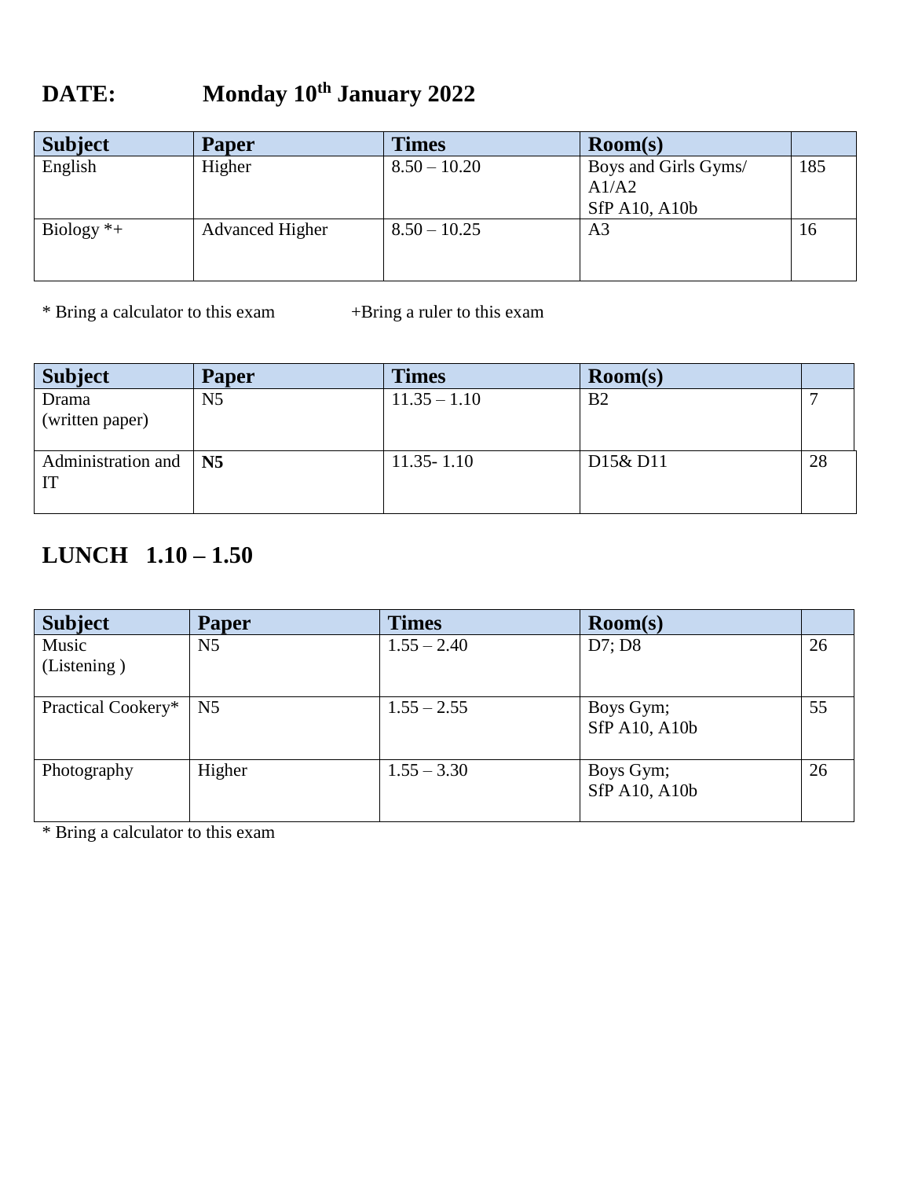## DATE: Monday 10th January 2022

| Subject | Paper | Times | Room(s) | |
|---|---|---|---|---|
| English | Higher | 8.50 – 10.20 | Boys and Girls Gyms/ A1/A2 SfP A10, A10b | 185 |
| Biology *+ | Advanced Higher | 8.50 – 10.25 | A3 | 16 |

* Bring a calculator to this exam +Bring a ruler to this exam

| Subject | Paper | Times | Room(s) | |
|---|---|---|---|---|
| Drama (written paper) | N5 | 11.35 – 1.10 | B2 | 7 |
| Administration and IT | **N5** | 11.35- 1.10 | D15& D11 | 28 |

## LUNCH 1.10 – 1.50

| Subject | Paper | Times | Room(s) | |
|---|---|---|---|---|
| Music (Listening ) | N5 | 1.55 – 2.40 | D7; D8 | 26 |
| Practical Cookery* | N5 | 1.55 – 2.55 | Boys Gym; SfP A10, A10b | 55 |
| Photography | Higher | 1.55 – 3.30 | Boys Gym; SfP A10, A10b | 26 |

* Bring a calculator to this exam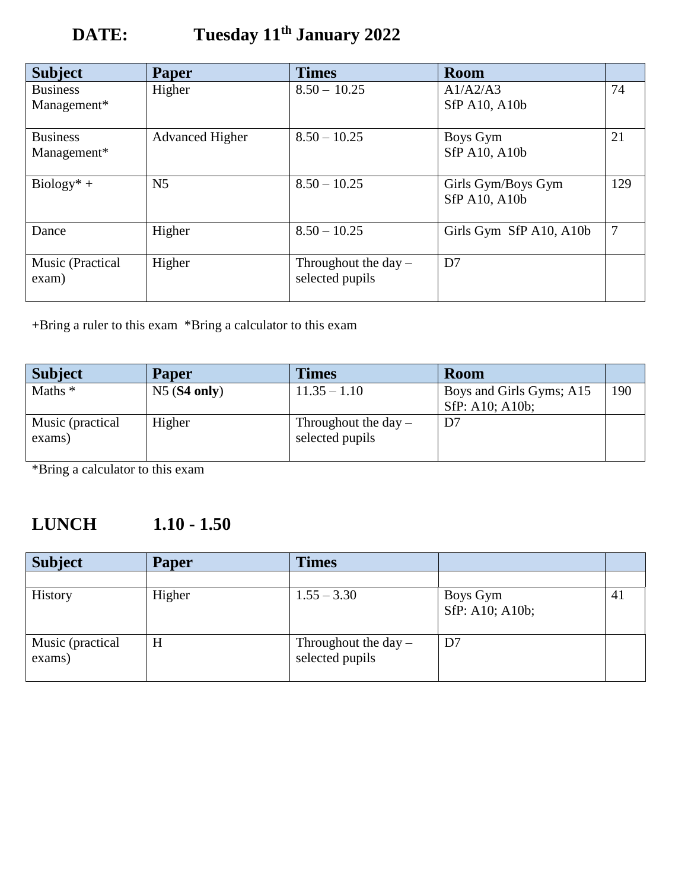**DATE: Tuesday 11th January 2022**

| Subject | Paper | Times | Room | |
|---|---|---|---|---|
| Business Management* | Higher | 8.50 – 10.25 | A1/A2/A3<br>SfP A10, A10b | 74 |
| Business Management* | Advanced Higher | 8.50 – 10.25 | Boys Gym<br>SfP A10, A10b | 21 |
| Biology* + | N5 | 8.50 – 10.25 | Girls Gym/Boys Gym<br>SfP A10, A10b | 129 |
| Dance | Higher | 8.50 – 10.25 | Girls Gym SfP A10, A10b | 7 |
| Music (Practical exam) | Higher | Throughout the day – selected pupils | D7 | |

+Bring a ruler to this exam *Bring a calculator to this exam

| Subject | Paper | Times | Room | |
|---|---|---|---|---|
| Maths * | N5 (**S4 only**) | 11.35 – 1.10 | Boys and Girls Gyms; A15<br>SfP: A10; A10b; | 190 |
| Music (practical exams) | Higher | Throughout the day – selected pupils | D7 | |

*Bring a calculator to this exam

**LUNCH 1.10 - 1.50**

| Subject | Paper | Times | | |
|---|---|---|---|---|
| | | | | |
| History | Higher | 1.55 – 3.30 | Boys Gym<br>SfP: A10; A10b; | 41 |
| Music (practical exams) | H | Throughout the day – selected pupils | D7 | |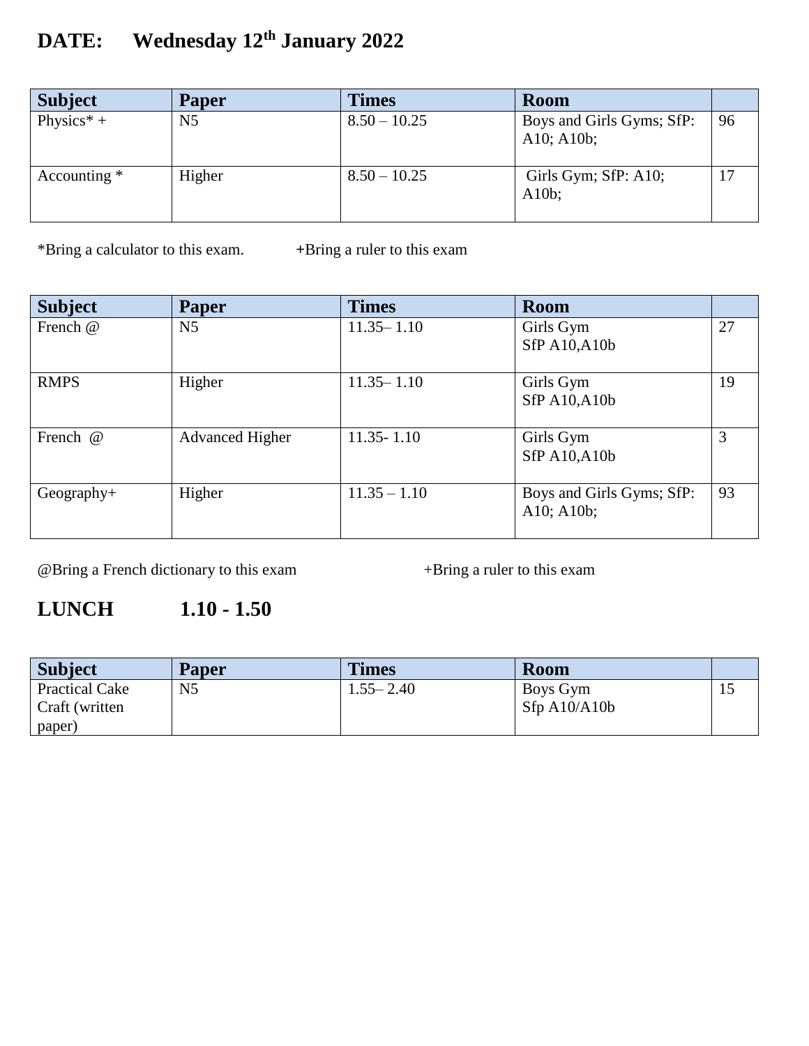## DATE: Wednesday 12th January 2022

| Subject | Paper | Times | Room | |
|---|---|---|---|---|
| Physics* + | N5 | 8.50 – 10.25 | Boys and Girls Gyms; SfP: A10; A10b; | 96 |
| Accounting * | Higher | 8.50 – 10.25 | Girls Gym; SfP: A10; A10b; | 17 |

*Bring a calculator to this exam. +Bring a ruler to this exam

| Subject | Paper | Times | Room | |
|---|---|---|---|---|
| French @ | N5 | 11.35– 1.10 | Girls Gym SfP A10,A10b | 27 |
| RMPS | Higher | 11.35– 1.10 | Girls Gym SfP A10,A10b | 19 |
| French @ | Advanced Higher | 11.35- 1.10 | Girls Gym SfP A10,A10b | 3 |
| Geography+ | Higher | 11.35 – 1.10 | Boys and Girls Gyms; SfP: A10; A10b; | 93 |

@Bring a French dictionary to this exam +Bring a ruler to this exam

## LUNCH 1.10 - 1.50

| Subject | Paper | Times | Room | |
|---|---|---|---|---|
| Practical Cake Craft (written paper) | N5 | 1.55– 2.40 | Boys Gym Sfp A10/A10b | 15 |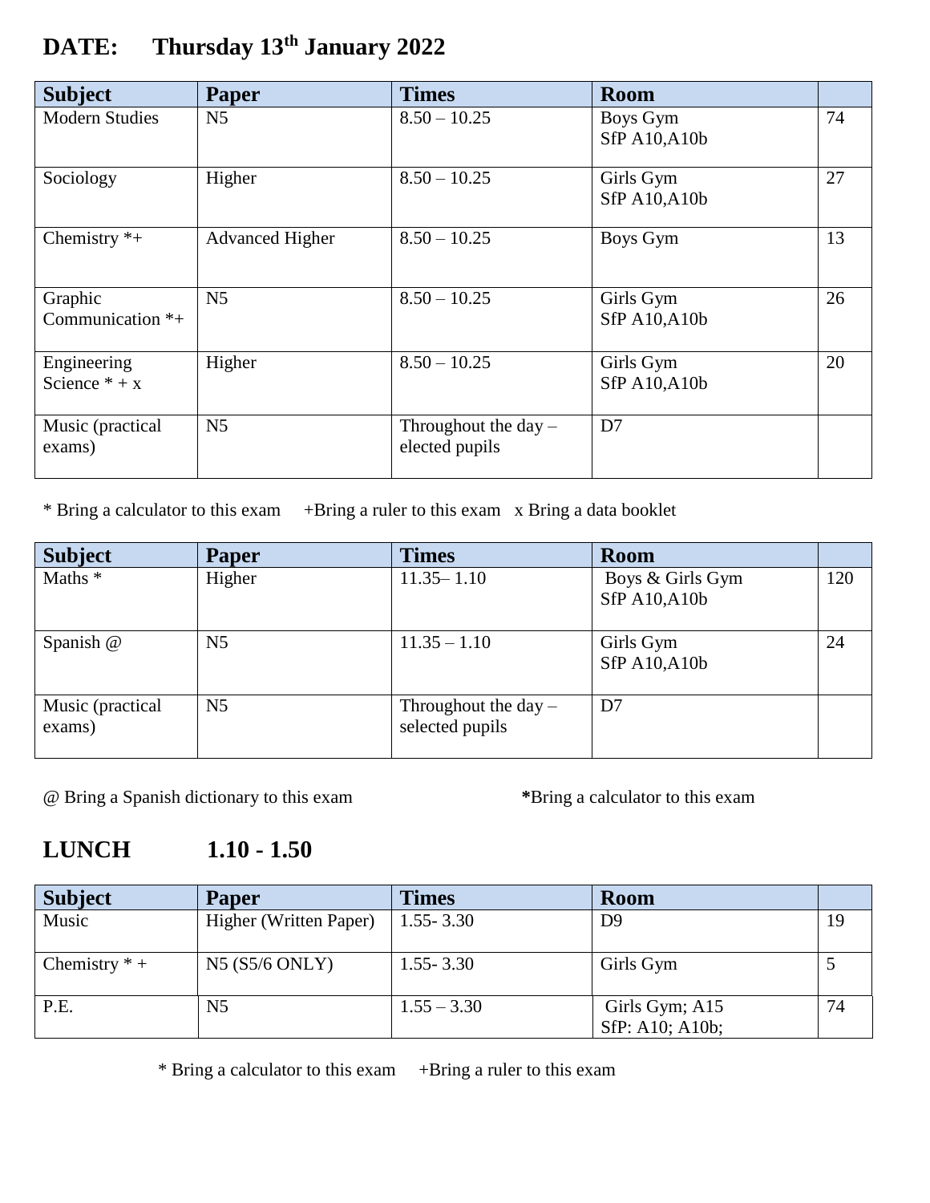## DATE: Thursday 13th January 2022

| Subject | Paper | Times | Room | |
|---|---|---|---|---|
| Modern Studies | N5 | 8.50 – 10.25 | Boys Gym<br>SfP A10,A10b | 74 |
| Sociology | Higher | 8.50 – 10.25 | Girls Gym<br>SfP A10,A10b | 27 |
| Chemistry *+ | Advanced Higher | 8.50 – 10.25 | Boys Gym | 13 |
| Graphic Communication *+ | N5 | 8.50 – 10.25 | Girls Gym<br>SfP A10,A10b | 26 |
| Engineering Science * + x | Higher | 8.50 – 10.25 | Girls Gym<br>SfP A10,A10b | 20 |
| Music (practical exams) | N5 | Throughout the day – elected pupils | D7 | |

* Bring a calculator to this exam +Bring a ruler to this exam x Bring a data booklet

| Subject | Paper | Times | Room | |
|---|---|---|---|---|
| Maths * | Higher | 11.35– 1.10 | Boys & Girls Gym<br>SfP A10,A10b | 120 |
| Spanish @ | N5 | 11.35 – 1.10 | Girls Gym<br>SfP A10,A10b | 24 |
| Music (practical exams) | N5 | Throughout the day – selected pupils | D7 | |

@ Bring a Spanish dictionary to this exam **\***Bring a calculator to this exam

## LUNCH 1.10 - 1.50

| Subject | Paper | Times | Room | |
|---|---|---|---|---|
| Music | Higher (Written Paper) | 1.55- 3.30 | D9 | 19 |
| Chemistry * + | N5 (S5/6 ONLY) | 1.55- 3.30 | Girls Gym | 5 |
| P.E. | N5 | 1.55 – 3.30 | Girls Gym; A15<br>SfP: A10; A10b; | 74 |

* Bring a calculator to this exam +Bring a ruler to this exam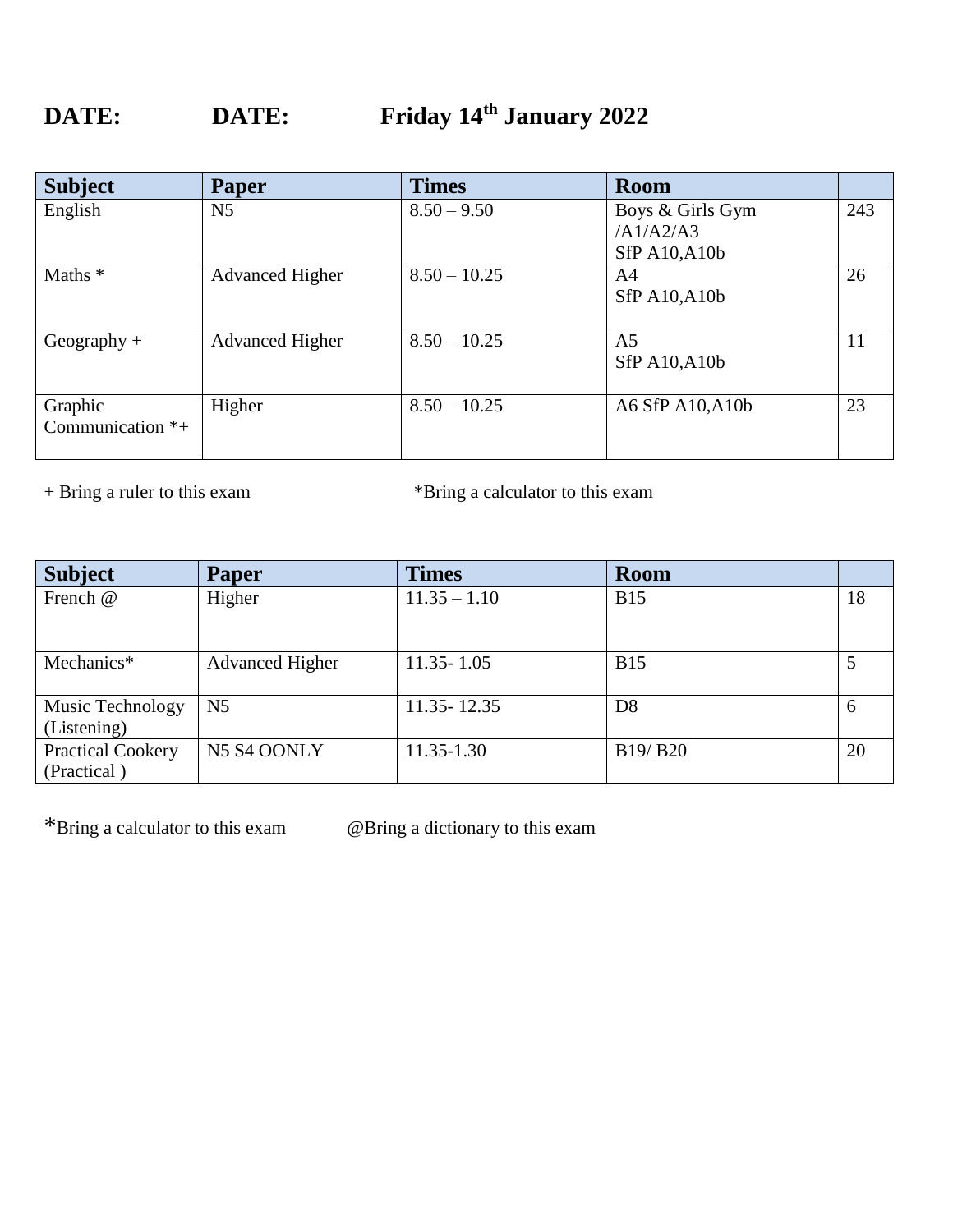# DATE: DATE: Friday 14th January 2022

| Subject | Paper | Times | Room | |
|---|---|---|---|---|
| English | N5 | 8.50 – 9.50 | Boys & Girls Gym /A1/A2/A3 SfP A10,A10b | 243 |
| Maths * | Advanced Higher | 8.50 – 10.25 | A4 SfP A10,A10b | 26 |
| Geography + | Advanced Higher | 8.50 – 10.25 | A5 SfP A10,A10b | 11 |
| Graphic Communication *+ | Higher | 8.50 – 10.25 | A6 SfP A10,A10b | 23 |

+ Bring a ruler to this exam *Bring a calculator to this exam

| Subject | Paper | Times | Room | |
|---|---|---|---|---|
| French @ | Higher | 11.35 – 1.10 | B15 | 18 |
| Mechanics* | Advanced Higher | 11.35- 1.05 | B15 | 5 |
| Music Technology (Listening) | N5 | 11.35- 12.35 | D8 | 6 |
| Practical Cookery (Practical ) | N5 S4 OONLY | 11.35-1.30 | B19/ B20 | 20 |

*Bring a calculator to this exam @Bring a dictionary to this exam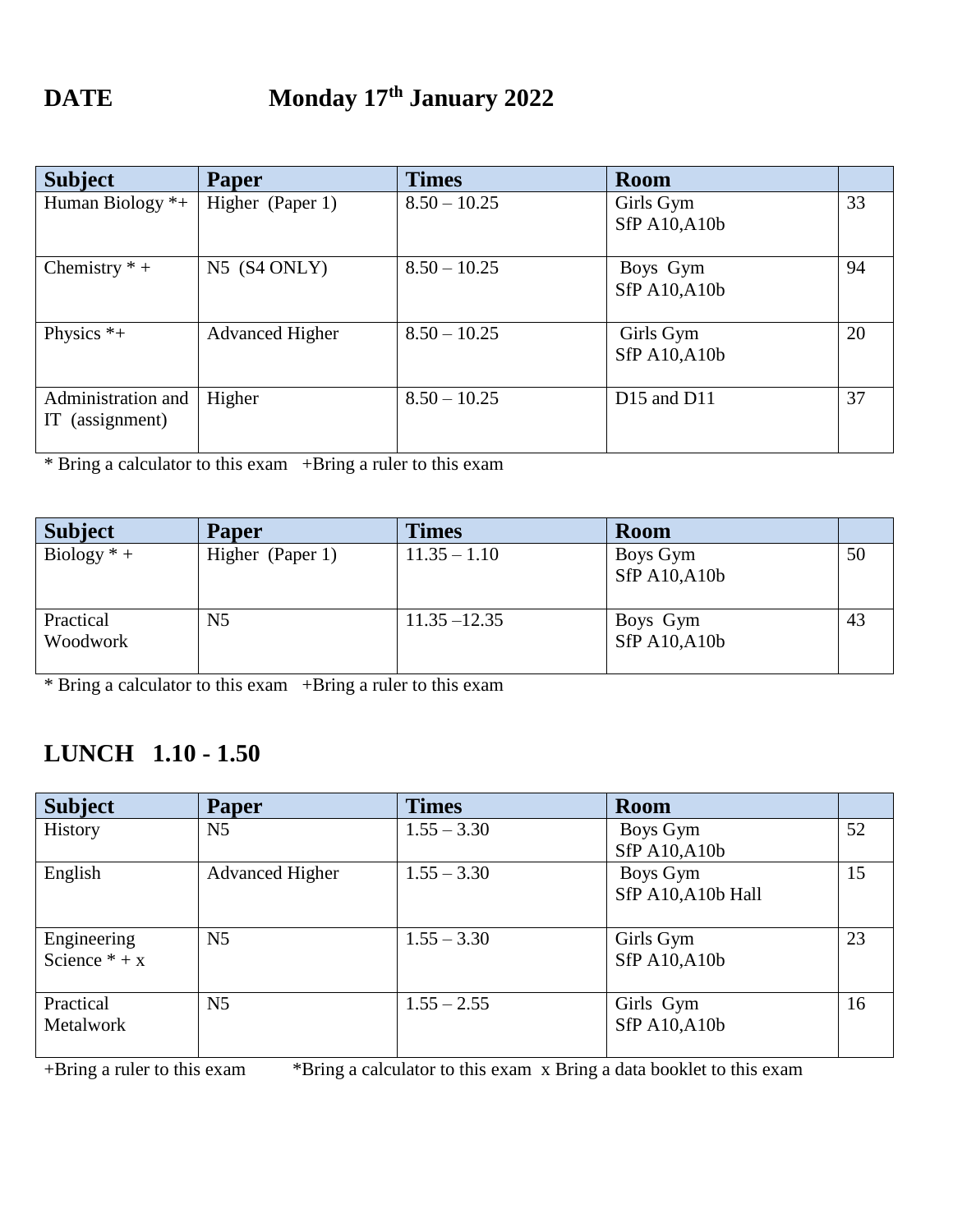## DATE Monday 17th January 2022

| Subject | Paper | Times | Room | |
|---|---|---|---|---|
| Human Biology *+ | Higher (Paper 1) | 8.50 – 10.25 | Girls Gym SfP A10,A10b | 33 |
| Chemistry * + | N5 (S4 ONLY) | 8.50 – 10.25 | Boys Gym SfP A10,A10b | 94 |
| Physics *+ | Advanced Higher | 8.50 – 10.25 | Girls Gym SfP A10,A10b | 20 |
| Administration and IT (assignment) | Higher | 8.50 – 10.25 | D15 and D11 | 37 |

* Bring a calculator to this exam +Bring a ruler to this exam

| Subject | Paper | Times | Room | |
|---|---|---|---|---|
| Biology * + | Higher (Paper 1) | 11.35 – 1.10 | Boys Gym SfP A10,A10b | 50 |
| Practical Woodwork | N5 | 11.35 –12.35 | Boys Gym SfP A10,A10b | 43 |

* Bring a calculator to this exam +Bring a ruler to this exam

## LUNCH 1.10 - 1.50

| Subject | Paper | Times | Room | |
|---|---|---|---|---|
| History | N5 | 1.55 – 3.30 | Boys Gym SfP A10,A10b | 52 |
| English | Advanced Higher | 1.55 – 3.30 | Boys Gym SfP A10,A10b Hall | 15 |
| Engineering Science * + x | N5 | 1.55 – 3.30 | Girls Gym SfP A10,A10b | 23 |
| Practical Metalwork | N5 | 1.55 – 2.55 | Girls Gym SfP A10,A10b | 16 |

+Bring a ruler to this exam *Bring a calculator to this exam x Bring a data booklet to this exam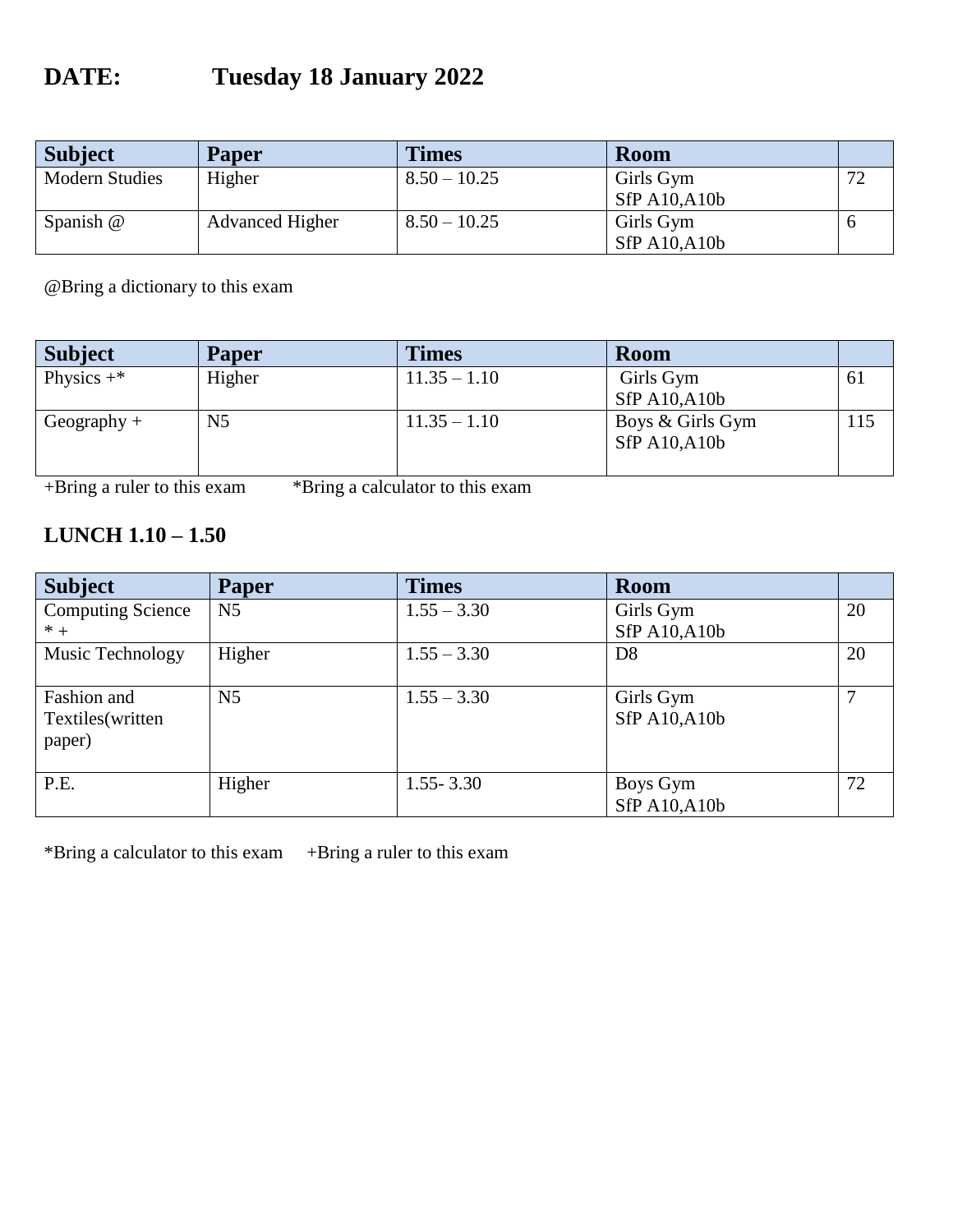## DATE: Tuesday 18 January 2022

| Subject | Paper | Times | Room | |
|---|---|---|---|---|
| Modern Studies | Higher | 8.50 – 10.25 | Girls Gym SfP A10,A10b | 72 |
| Spanish @ | Advanced Higher | 8.50 – 10.25 | Girls Gym SfP A10,A10b | 6 |

@Bring a dictionary to this exam

| Subject | Paper | Times | Room | |
|---|---|---|---|---|
| Physics +* | Higher | 11.35 – 1.10 | Girls Gym SfP A10,A10b | 61 |
| Geography + | N5 | 11.35 – 1.10 | Boys & Girls Gym SfP A10,A10b | 115 |

+Bring a ruler to this exam *Bring a calculator to this exam

**LUNCH 1.10 – 1.50**

| Subject | Paper | Times | Room | |
|---|---|---|---|---|
| Computing Science * + | N5 | 1.55 – 3.30 | Girls Gym SfP A10,A10b | 20 |
| Music Technology | Higher | 1.55 – 3.30 | D8 | 20 |
| Fashion and Textiles(written paper) | N5 | 1.55 – 3.30 | Girls Gym SfP A10,A10b | 7 |
| P.E. | Higher | 1.55- 3.30 | Boys Gym SfP A10,A10b | 72 |

*Bring a calculator to this exam +Bring a ruler to this exam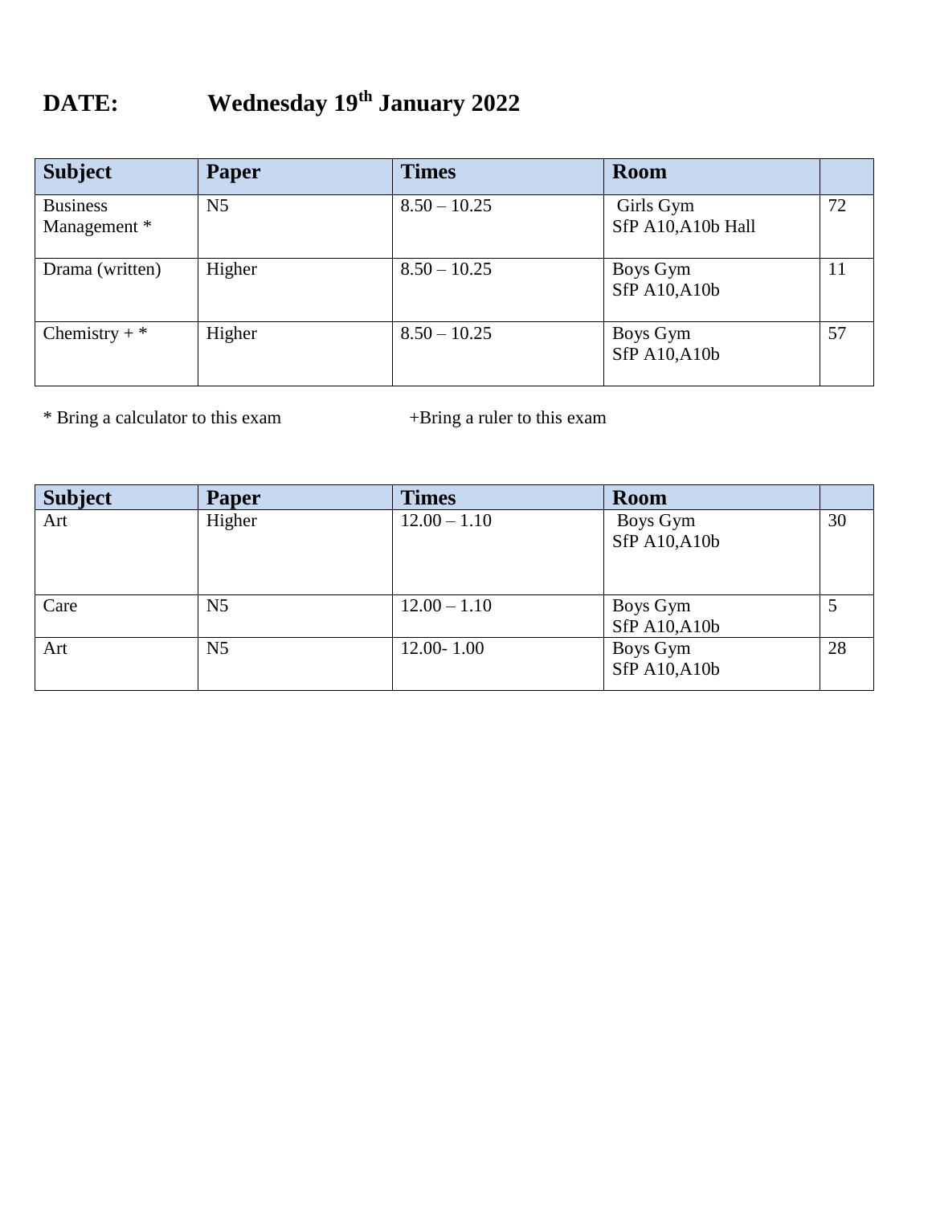# DATE: Wednesday 19th January 2022

| Subject | Paper | Times | Room | |
|---|---|---|---|---|
| Business Management * | N5 | 8.50 – 10.25 | Girls Gym SfP A10,A10b Hall | 72 |
| Drama (written) | Higher | 8.50 – 10.25 | Boys Gym SfP A10,A10b | 11 |
| Chemistry + * | Higher | 8.50 – 10.25 | Boys Gym SfP A10,A10b | 57 |

\* Bring a calculator to this exam +Bring a ruler to this exam

| Subject | Paper | Times | Room | |
|---|---|---|---|---|
| Art | Higher | 12.00 – 1.10 | Boys Gym SfP A10,A10b | 30 |
| Care | N5 | 12.00 – 1.10 | Boys Gym SfP A10,A10b | 5 |
| Art | N5 | 12.00- 1.00 | Boys Gym SfP A10,A10b | 28 |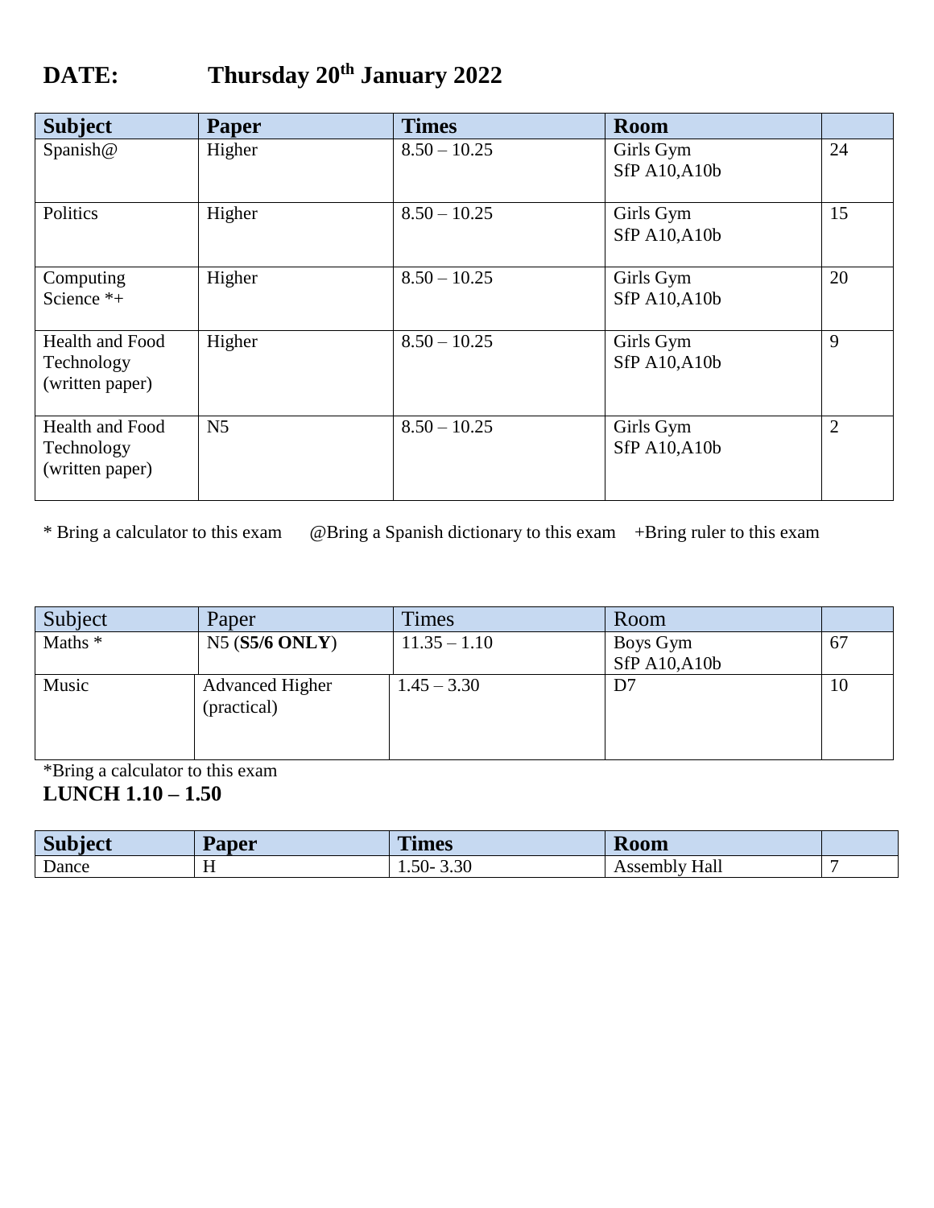## DATE: Thursday 20th January 2022

| Subject | Paper | Times | Room | |
|---|---|---|---|---|
| Spanish@ | Higher | 8.50 – 10.25 | Girls Gym SfP A10,A10b | 24 |
| Politics | Higher | 8.50 – 10.25 | Girls Gym SfP A10,A10b | 15 |
| Computing Science *+ | Higher | 8.50 – 10.25 | Girls Gym SfP A10,A10b | 20 |
| Health and Food Technology (written paper) | Higher | 8.50 – 10.25 | Girls Gym SfP A10,A10b | 9 |
| Health and Food Technology (written paper) | N5 | 8.50 – 10.25 | Girls Gym SfP A10,A10b | 2 |

* Bring a calculator to this exam @Bring a Spanish dictionary to this exam +Bring ruler to this exam

| Subject | Paper | Times | Room | |
|---|---|---|---|---|
| Maths * | N5 (**S5/6 ONLY**) | 11.35 – 1.10 | Boys Gym SfP A10,A10b | 67 |
| Music | Advanced Higher (practical) | 1.45 – 3.30 | D7 | 10 |

*Bring a calculator to this exam

**LUNCH 1.10 – 1.50**

| Subject | Paper | Times | Room | |
|---|---|---|---|---|
| Dance | H | 1.50- 3.30 | Assembly Hall | 7 |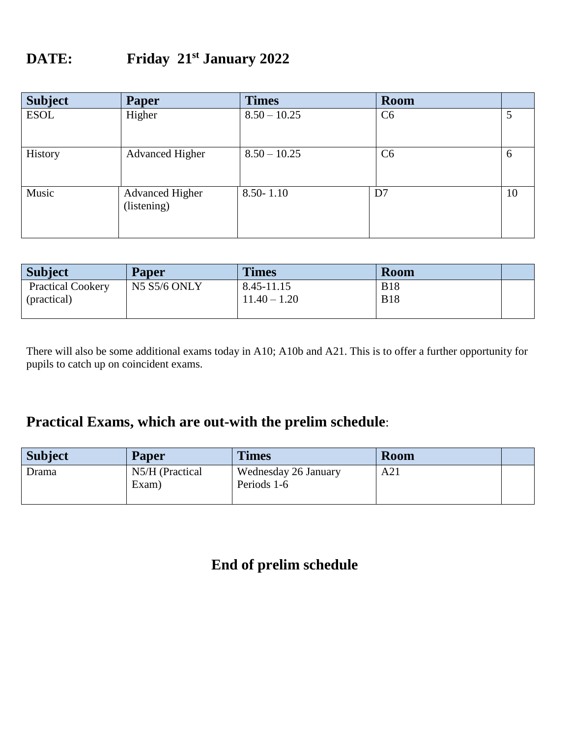# DATE: Friday 21st January 2022

| Subject | Paper | Times | Room | |
|---|---|---|---|---|
| ESOL | Higher | 8.50 – 10.25 | C6 | 5 |
| History | Advanced Higher | 8.50 – 10.25 | C6 | 6 |
| Music | Advanced Higher (listening) | 8.50- 1.10 | D7 | 10 |

| Subject | Paper | Times | Room | |
|---|---|---|---|---|
| Practical Cookery (practical) | N5 S5/6 ONLY | 8.45-11.15<br>11.40 – 1.20 | B18<br>B18 | |

There will also be some additional exams today in A10; A10b and A21. This is to offer a further opportunity for pupils to catch up on coincident exams.

## Practical Exams, which are out-with the prelim schedule:

| Subject | Paper | Times | Room | |
|---|---|---|---|---|
| Drama | N5/H (Practical Exam) | Wednesday 26 January<br>Periods 1-6 | A21 | |

## End of prelim schedule